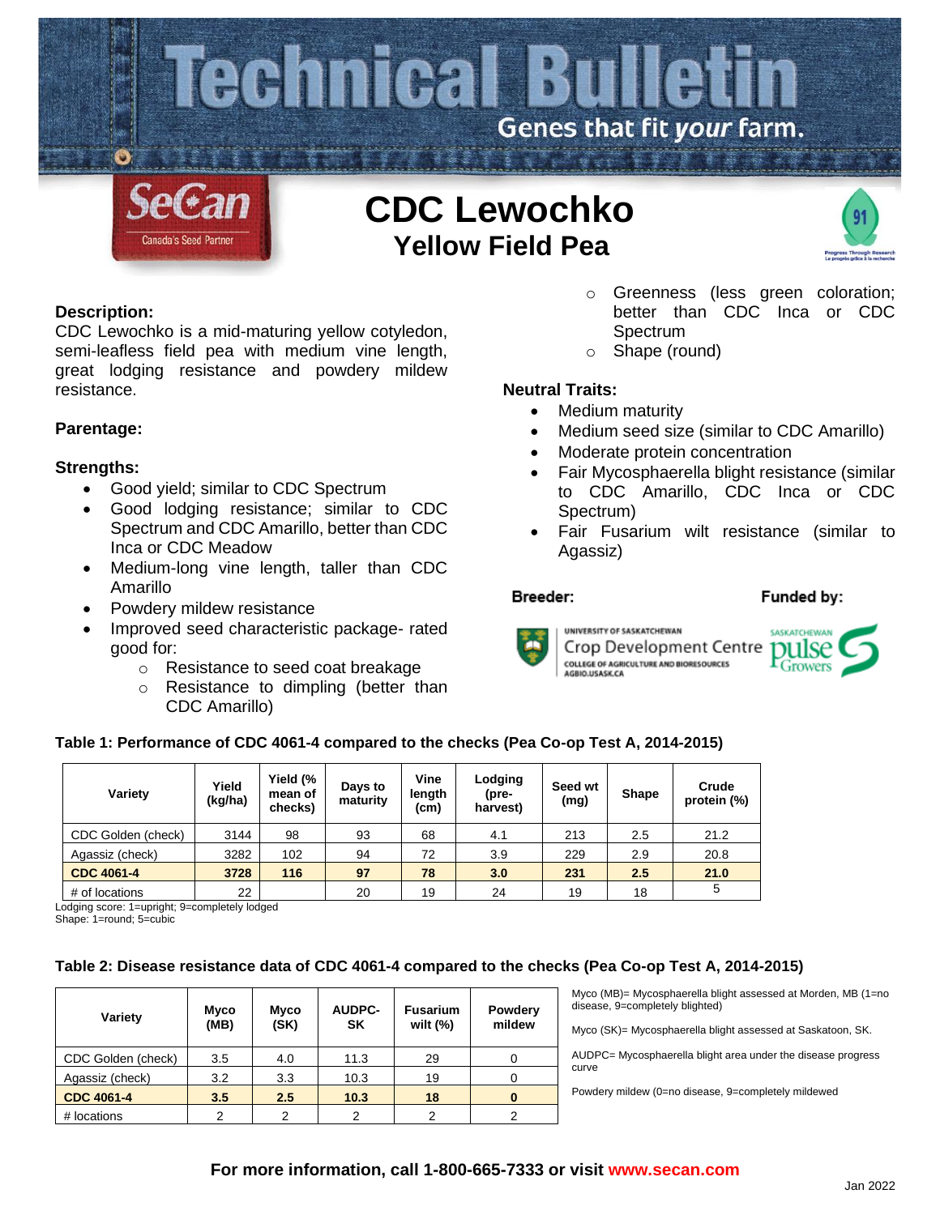# Technical Bulletin

Genes that fit *your* farm.

SeCan — Canada's Seed Partner

# CDC Lewochko

## Yellow Field Pea

### Description:

CDC Lewochko is a mid-maturing yellow cotyledon, semi-leafless field pea with medium vine length, great lodging resistance and powdery mildew resistance.

### Parentage:

### Strengths:

- Good yield; similar to CDC Spectrum
- Good lodging resistance; similar to CDC Spectrum and CDC Amarillo, better than CDC Inca or CDC Meadow
- Medium-long vine length, taller than CDC Amarillo
- Powdery mildew resistance
- Improved seed characteristic package- rated good for:
    - Resistance to seed coat breakage
    - Resistance to dimpling (better than CDC Amarillo)
    - Greenness (less green coloration; better than CDC Inca or CDC Spectrum
    - Shape (round)

### Neutral Traits:

- Medium maturity
- Medium seed size (similar to CDC Amarillo)
- Moderate protein concentration
- Fair Mycosphaerella blight resistance (similar to CDC Amarillo, CDC Inca or CDC Spectrum)
- Fair Fusarium wilt resistance (similar to Agassiz)

**Breeder:** University of Saskatchewan Crop Development Centre, College of Agriculture and Bioresources, AGBIO.USASK.CA

**Funded by:** Saskatchewan Pulse Growers

**Table 1: Performance of CDC 4061-4 compared to the checks (Pea Co-op Test A, 2014-2015)**

| Variety | Yield (kg/ha) | Yield (% mean of checks) | Days to maturity | Vine length (cm) | Lodging (pre-harvest) | Seed wt (mg) | Shape | Crude protein (%) |
|---|---|---|---|---|---|---|---|---|
| CDC Golden (check) | 3144 | 98 | 93 | 68 | 4.1 | 213 | 2.5 | 21.2 |
| Agassiz (check) | 3282 | 102 | 94 | 72 | 3.9 | 229 | 2.9 | 20.8 |
| **CDC 4061-4** | **3728** | **116** | **97** | **78** | **3.0** | **231** | **2.5** | **21.0** |
| # of locations | 22 | | 20 | 19 | 24 | 19 | 18 | 5 |

Lodging score: 1=upright; 9=completely lodged
Shape: 1=round; 5=cubic

**Table 2: Disease resistance data of CDC 4061-4 compared to the checks (Pea Co-op Test A, 2014-2015)**

| Variety | Myco (MB) | Myco (SK) | AUDPC-SK | Fusarium wilt (%) | Powdery mildew |
|---|---|---|---|---|---|
| CDC Golden (check) | 3.5 | 4.0 | 11.3 | 29 | 0 |
| Agassiz (check) | 3.2 | 3.3 | 10.3 | 19 | 0 |
| **CDC 4061-4** | **3.5** | **2.5** | **10.3** | **18** | **0** |
| # locations | 2 | 2 | 2 | 2 | 2 |

Myco (MB)= Mycosphaerella blight assessed at Morden, MB (1=no disease, 9=completely blighted)

Myco (SK)= Mycosphaerella blight assessed at Saskatoon, SK.

AUDPC= Mycosphaerella blight area under the disease progress curve

Powdery mildew (0=no disease, 9=completely mildewed

**For more information, call 1-800-665-7333 or visit www.secan.com**

Jan 2022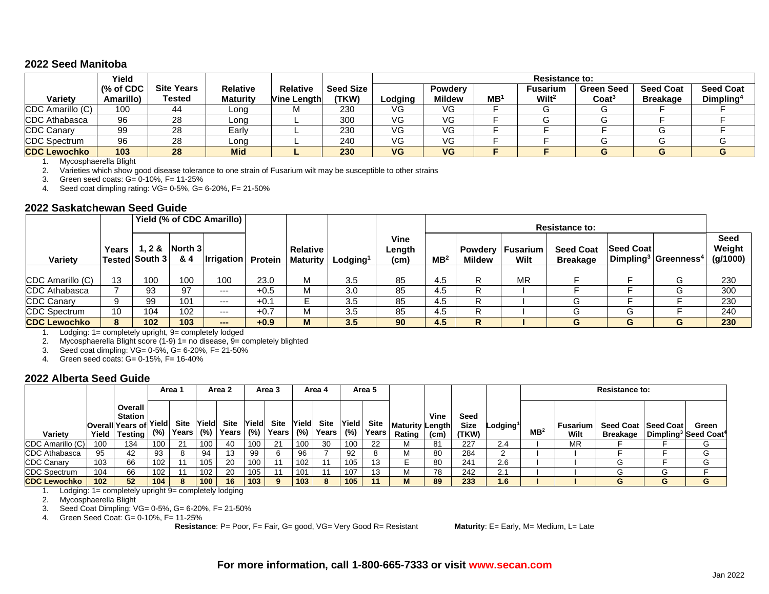## 2022 Seed Manitoba

| Variety | Yield (% of CDC Amarillo) | Site Years Tested | Relative Maturity | Relative Vine Length | Seed Size (TKW) | Resistance to: Lodging | Powdery Mildew | MB[1] | Fusarium Wilt[2] | Green Seed Coat[3] | Seed Coat Breakage | Seed Coat Dimpling[4] |
|---|---|---|---|---|---|---|---|---|---|---|---|---|
| CDC Amarillo (C) | 100 | 44 | Long | M | 230 | VG | VG | F | G | G | F | F |
| CDC Athabasca | 96 | 28 | Long | L | 300 | VG | VG | F | G | G | F | F |
| CDC Canary | 99 | 28 | Early | L | 230 | VG | VG | F | F | F | G | F |
| CDC Spectrum | 96 | 28 | Long | L | 240 | VG | VG | F | F | G | G | G |
| **CDC Lewochko** | **103** | **28** | **Mid** | **L** | **230** | **VG** | **VG** | **F** | **F** | **G** | **G** | **G** |

1. Mycosphaerella Blight
2. Varieties which show good disease tolerance to one strain of Fusarium wilt may be susceptible to other strains
3. Green seed coats: G= 0-10%, F= 11-25%
4. Seed coat dimpling rating: VG= 0-5%, G= 6-20%, F= 21-50%

## 2022 Saskatchewan Seed Guide

| Variety | Years Tested | Yield (% of CDC Amarillo) 1, 2 & South 3 | North 3 & 4 | Irrigation | Protein | Relative Maturity | Lodging[1] | Vine Length (cm) | Resistance to: MB[2] | Powdery Mildew | Fusarium Wilt | Seed Coat Breakage | Seed Coat Dimpling[3] | Greenness[4] | Seed Weight (g/1000) |
|---|---|---|---|---|---|---|---|---|---|---|---|---|---|---|---|
| CDC Amarillo (C) | 13 | 100 | 100 | 100 | 23.0 | M | 3.5 | 85 | 4.5 | R | MR | F | F | G | 230 |
| CDC Athabasca | 7 | 93 | 97 | --- | +0.5 | M | 3.0 | 85 | 4.5 | R | I | F | F | G | 300 |
| CDC Canary | 9 | 99 | 101 | --- | +0.1 | E | 3.5 | 85 | 4.5 | R | I | G | F | F | 230 |
| CDC Spectrum | 10 | 104 | 102 | --- | +0.7 | M | 3.5 | 85 | 4.5 | R | I | G | G | F | 240 |
| **CDC Lewochko** | **8** | **102** | **103** | **---** | **+0.9** | **M** | **3.5** | **90** | **4.5** | **R** | **I** | **G** | **G** | **G** | **230** |

1. Lodging: 1= completely upright, 9= completely lodged
2. Mycosphaerella Blight score (1-9) 1= no disease, 9= completely blighted
3. Seed coat dimpling: VG= 0-5%, G= 6-20%, F= 21-50%
4. Green seed coats: G= 0-15%, F= 16-40%

## 2022 Alberta Seed Guide

| Variety | Overall Yield | Overall Station Years of Testing | Area 1 Yield (%) | Area 1 Site Years | Area 2 Yield (%) | Area 2 Site Years | Area 3 Yield (%) | Area 3 Site Years | Area 4 Yield (%) | Area 4 Site Years | Area 5 Yield (%) | Area 5 Site Years | Maturity Rating | Vine Length (cm) | Seed Size (TKW) | Lodging[1] | Resistance to: MB[2] | Fusarium Wilt | Seed Coat Breakage | Seed Coat Dimpling[3] | Green Seed Coat[4] |
|---|---|---|---|---|---|---|---|---|---|---|---|---|---|---|---|---|---|---|---|---|---|
| CDC Amarillo (C) | 100 | 134 | 100 | 21 | 100 | 40 | 100 | 21 | 100 | 30 | 100 | 22 | M | 81 | 227 | 2.4 | I | MR | F | F | G |
| CDC Athabasca | 95 | 42 | 93 | 8 | 94 | 13 | 99 | 6 | 96 | 7 | 92 | 8 | M | 80 | 284 | 2 | **I** | **I** | F | F | G |
| CDC Canary | 103 | 66 | 102 | 11 | 105 | 20 | 100 | 11 | 102 | 11 | 105 | 13 | E | 80 | 241 | 2.6 | I | I | G | F | G |
| CDC Spectrum | 104 | 66 | 102 | 11 | 102 | 20 | 105 | 11 | 101 | 11 | 107 | 13 | M | 78 | 242 | 2.1 | I | I | G | G | F |
| **CDC Lewochko** | **102** | **52** | **104** | **8** | **100** | **16** | **103** | **9** | **103** | **8** | **105** | **11** | **M** | **89** | **233** | **1.6** | **I** | **I** | **G** | **G** | **G** |

1. Lodging: 1= completely upright 9= completely lodging
2. Mycosphaerella Blight
3. Seed Coat Dimpling: VG= 0-5%, G= 6-20%, F= 21-50%
4. Green Seed Coat: G= 0-10%, F= 11-25%

**Resistance**: P= Poor, F= Fair, G= good, VG= Very Good R= Resistant

**Maturity**: E= Early, M= Medium, L= Late

**For more information, call 1-800-665-7333 or visit www.secan.com**

Jan 2022